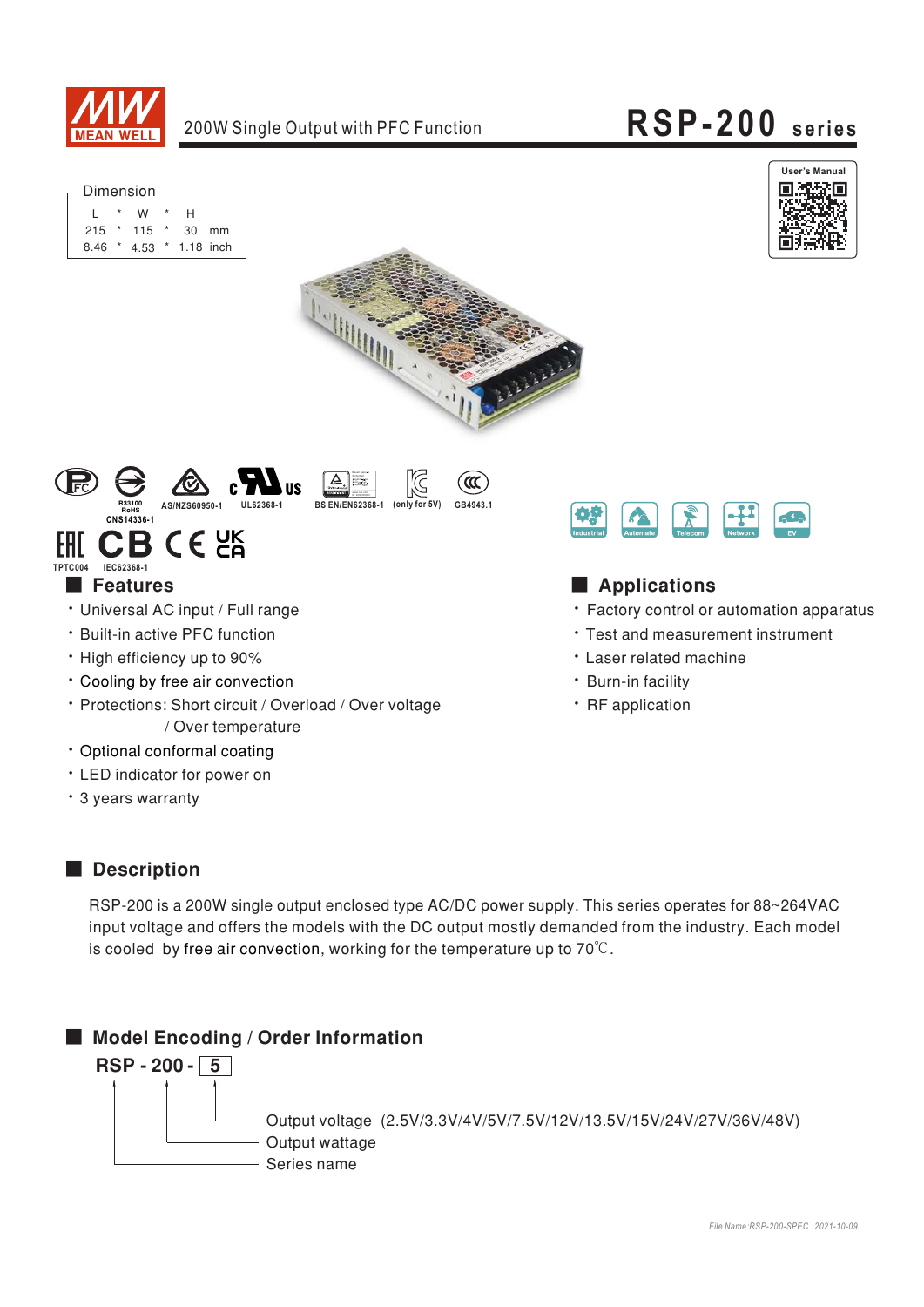# 200W Single Output with PFC Function

# RSP-200 series

**Dimension**

| L | * | W | * | H | |
|---|---|---|---|---|---|
| 215 | * | 115 | * | 30 | mm |
| 8.46 | * | 4.53 | * | 1.18 | inch |

User's Manual

R33100 RoHS CNS14336-1 · AS/NZS60950-1 · UL62368-1 · BS EN/EN62368-1 · (only for 5V) · GB4943.1

TPTC004 · IEC62368-1

Industrial · Automate · Telecom · Network · EV

## Features

- Universal AC input / Full range
- Built-in active PFC function
- High efficiency up to 90%
- Cooling by free air convection
- Protections: Short circuit / Overload / Over voltage / Over temperature
- Optional conformal coating
- LED indicator for power on
- 3 years warranty

## Applications

- Factory control or automation apparatus
- Test and measurement instrument
- Laser related machine
- Burn-in facility
- RF application

## Description

RSP-200 is a 200W single output enclosed type AC/DC power supply. This series operates for 88~264VAC input voltage and offers the models with the DC output mostly demanded from the industry. Each model is cooled by free air convection, working for the temperature up to 70℃.

## Model Encoding / Order Information

**RSP - 200 - 5**

- 5: Output voltage (2.5V/3.3V/4V/5V/7.5V/12V/13.5V/15V/24V/27V/36V/48V)
- 200: Output wattage
- RSP: Series name

*File Name:RSP-200-SPEC 2021-10-09*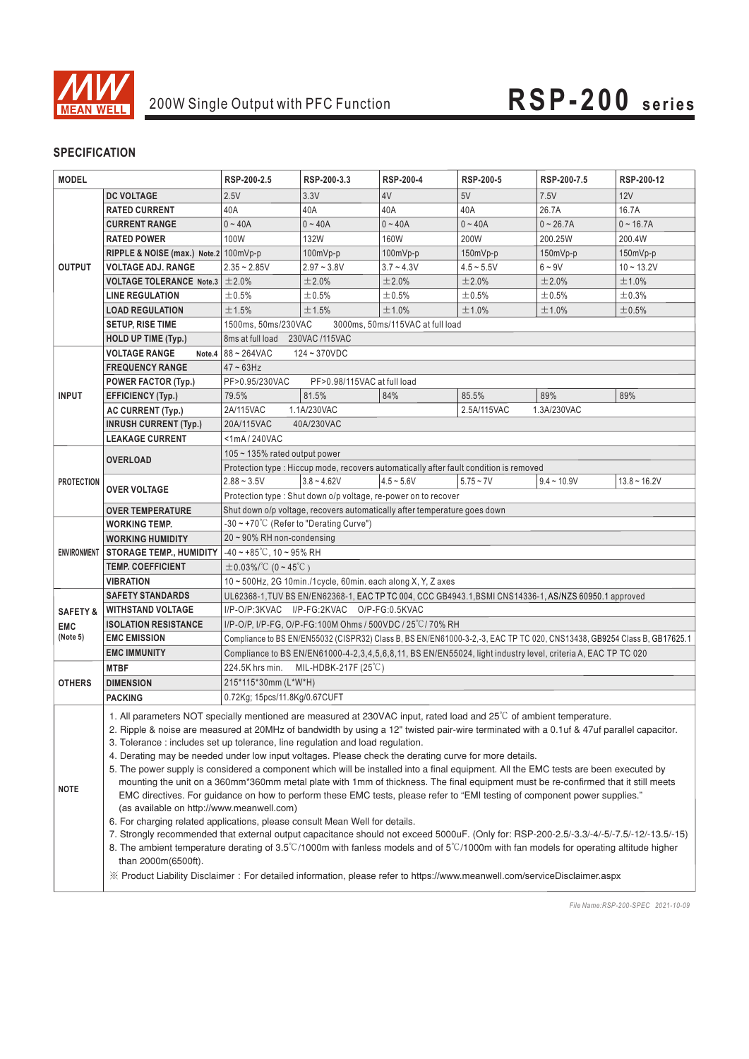200W Single Output with PFC Function

# RSP-200 series

## SPECIFICATION

| MODEL | | RSP-200-2.5 | RSP-200-3.3 | RSP-200-4 | RSP-200-5 | RSP-200-7.5 | RSP-200-12 |
|---|---|---|---|---|---|---|---|
| OUTPUT | DC VOLTAGE | 2.5V | 3.3V | 4V | 5V | 7.5V | 12V |
| | RATED CURRENT | 40A | 40A | 40A | 40A | 26.7A | 16.7A |
| | CURRENT RANGE | 0 ~ 40A | 0 ~ 40A | 0 ~ 40A | 0 ~ 40A | 0 ~ 26.7A | 0 ~ 16.7A |
| | RATED POWER | 100W | 132W | 160W | 200W | 200.25W | 200.4W |
| | RIPPLE & NOISE (max.) Note.2 | 100mVp-p | 100mVp-p | 100mVp-p | 150mVp-p | 150mVp-p | 150mVp-p |
| | VOLTAGE ADJ. RANGE | 2.35 ~ 2.85V | 2.97 ~ 3.8V | 3.7 ~ 4.3V | 4.5 ~ 5.5V | 6 ~ 9V | 10 ~ 13.2V |
| | VOLTAGE TOLERANCE Note.3 | ±2.0% | ±2.0% | ±2.0% | ±2.0% | ±2.0% | ±1.0% |
| | LINE REGULATION | ±0.5% | ±0.5% | ±0.5% | ±0.5% | ±0.5% | ±0.3% |
| | LOAD REGULATION | ±1.5% | ±1.5% | ±1.0% | ±1.0% | ±1.0% | ±0.5% |
| | SETUP, RISE TIME | 1500ms, 50ms/230VAC 3000ms, 50ms/115VAC at full load | | | | | |
| | HOLD UP TIME (Typ.) | 8ms at full load 230VAC /115VAC | | | | | |
| INPUT | VOLTAGE RANGE Note.4 | 88 ~ 264VAC 124 ~ 370VDC | | | | | |
| | FREQUENCY RANGE | 47 ~ 63Hz | | | | | |
| | POWER FACTOR (Typ.) | PF>0.95/230VAC PF>0.98/115VAC at full load | | | | | |
| | EFFICIENCY (Typ.) | 79.5% | 81.5% | 84% | 85.5% | 89% | 89% |
| | AC CURRENT (Typ.) | 2A/115VAC 1.1A/230VAC | | | 2.5A/115VAC 1.3A/230VAC | | |
| | INRUSH CURRENT (Typ.) | 20A/115VAC 40A/230VAC | | | | | |
| | LEAKAGE CURRENT | <1mA / 240VAC | | | | | |
| PROTECTION | OVERLOAD | 105 ~ 135% rated output power | | | | | |
| | | Protection type : Hiccup mode, recovers automatically after fault condition is removed | | | | | |
| | OVER VOLTAGE | 2.88 ~ 3.5V | 3.8 ~ 4.62V | 4.5 ~ 5.6V | 5.75 ~ 7V | 9.4 ~ 10.9V | 13.8 ~ 16.2V |
| | | Protection type : Shut down o/p voltage, re-power on to recover | | | | | |
| | OVER TEMPERATURE | Shut down o/p voltage, recovers automatically after temperature goes down | | | | | |
| ENVIRONMENT | WORKING TEMP. | -30 ~ +70℃ (Refer to "Derating Curve") | | | | | |
| | WORKING HUMIDITY | 20 ~ 90% RH non-condensing | | | | | |
| | STORAGE TEMP., HUMIDITY | -40 ~ +85℃, 10 ~ 95% RH | | | | | |
| | TEMP. COEFFICIENT | ±0.03%/℃ (0 ~ 45℃) | | | | | |
| | VIBRATION | 10 ~ 500Hz, 2G 10min./1cycle, 60min. each along X, Y, Z axes | | | | | |
| SAFETY & EMC (Note 5) | SAFETY STANDARDS | UL62368-1,TUV BS EN/EN62368-1, EAC TP TC 004, CCC GB4943.1,BSMI CNS14336-1, AS/NZS 60950.1 approved | | | | | |
| | WITHSTAND VOLTAGE | I/P-O/P:3KVAC I/P-FG:2KVAC O/P-FG:0.5KVAC | | | | | |
| | ISOLATION RESISTANCE | I/P-O/P, I/P-FG, O/P-FG:100M Ohms / 500VDC / 25℃/ 70% RH | | | | | |
| | EMC EMISSION | Compliance to BS EN/EN55032 (CISPR32) Class B, BS EN/EN61000-3-2,-3, EAC TP TC 020, CNS13438, GB9254 Class B, GB17625.1 | | | | | |
| | EMC IMMUNITY | Compliance to BS EN/EN61000-4-2,3,4,5,6,8,11, BS EN/EN55024, light industry level, criteria A, EAC TP TC 020 | | | | | |
| OTHERS | MTBF | 224.5K hrs min. MIL-HDBK-217F (25℃) | | | | | |
| | DIMENSION | 215*115*30mm (L*W*H) | | | | | |
| | PACKING | 0.72Kg; 15pcs/11.8Kg/0.67CUFT | | | | | |

**NOTE**

1. All parameters NOT specially mentioned are measured at 230VAC input, rated load and 25℃ of ambient temperature.
2. Ripple & noise are measured at 20MHz of bandwidth by using a 12" twisted pair-wire terminated with a 0.1uf & 47uf parallel capacitor.
3. Tolerance : includes set up tolerance, line regulation and load regulation.
4. Derating may be needed under low input voltages. Please check the derating curve for more details.
5. The power supply is considered a component which will be installed into a final equipment. All the EMC tests are been executed by mounting the unit on a 360mm*360mm metal plate with 1mm of thickness. The final equipment must be re-confirmed that it still meets EMC directives. For guidance on how to perform these EMC tests, please refer to "EMI testing of component power supplies." (as available on http://www.meanwell.com)
6. For charging related applications, please consult Mean Well for details.
7. Strongly recommended that external output capacitance should not exceed 5000uF. (Only for: RSP-200-2.5/-3.3/-4/-5/-7.5/-12/-13.5/-15)
8. The ambient temperature derating of 3.5℃/1000m with fanless models and of 5℃/1000m with fan models for operating altitude higher than 2000m(6500ft).

※ Product Liability Disclaimer：For detailed information, please refer to https://www.meanwell.com/serviceDisclaimer.aspx

File Name:RSP-200-SPEC 2021-10-09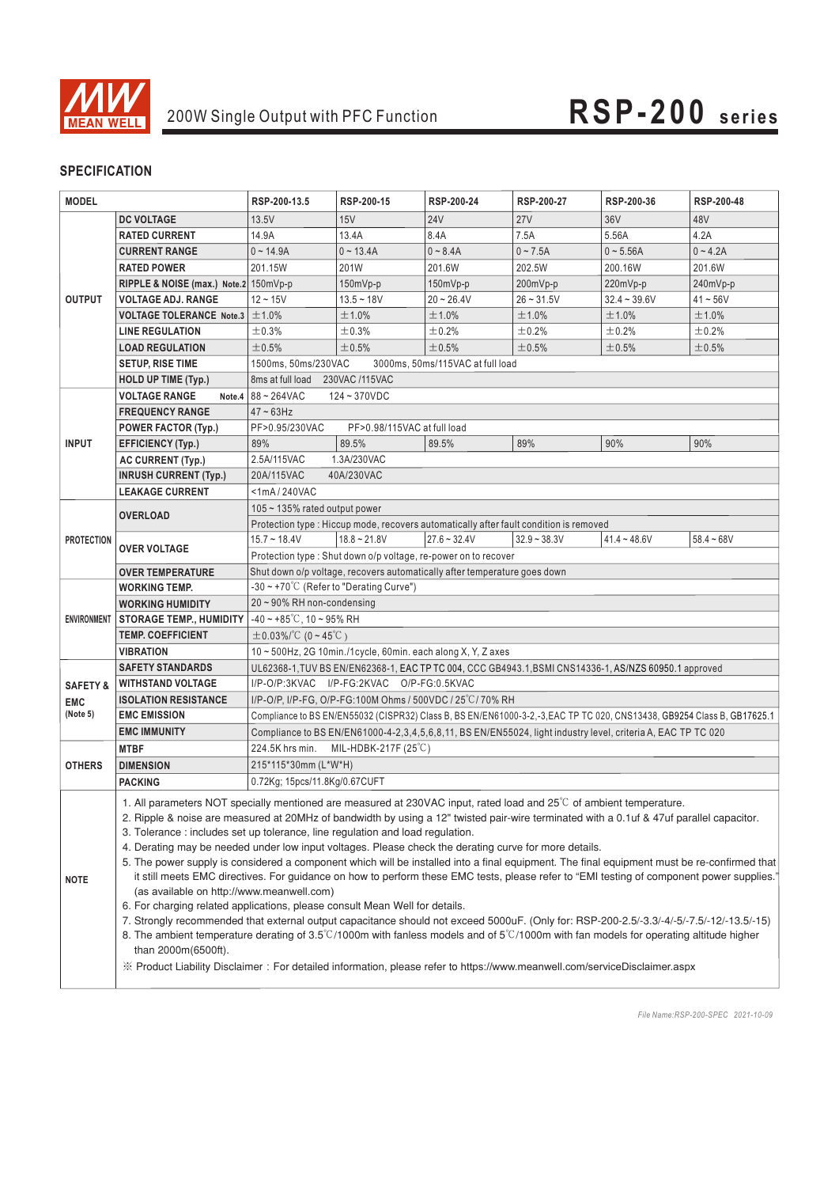200W Single Output with PFC Function

# RSP-200 series

## SPECIFICATION

| MODEL | | RSP-200-13.5 | RSP-200-15 | RSP-200-24 | RSP-200-27 | RSP-200-36 | RSP-200-48 |
|---|---|---|---|---|---|---|---|
| OUTPUT | DC VOLTAGE | 13.5V | 15V | 24V | 27V | 36V | 48V |
| | RATED CURRENT | 14.9A | 13.4A | 8.4A | 7.5A | 5.56A | 4.2A |
| | CURRENT RANGE | 0 ~ 14.9A | 0 ~ 13.4A | 0 ~ 8.4A | 0 ~ 7.5A | 0 ~ 5.56A | 0 ~ 4.2A |
| | RATED POWER | 201.15W | 201W | 201.6W | 202.5W | 200.16W | 201.6W |
| | RIPPLE & NOISE (max.) Note.2 | 150mVp-p | 150mVp-p | 150mVp-p | 200mVp-p | 220mVp-p | 240mVp-p |
| | VOLTAGE ADJ. RANGE | 12 ~ 15V | 13.5 ~ 18V | 20 ~ 26.4V | 26 ~ 31.5V | 32.4 ~ 39.6V | 41 ~ 56V |
| | VOLTAGE TOLERANCE Note.3 | ±1.0% | ±1.0% | ±1.0% | ±1.0% | ±1.0% | ±1.0% |
| | LINE REGULATION | ±0.3% | ±0.3% | ±0.2% | ±0.2% | ±0.2% | ±0.2% |
| | LOAD REGULATION | ±0.5% | ±0.5% | ±0.5% | ±0.5% | ±0.5% | ±0.5% |
| | SETUP, RISE TIME | 1500ms, 50ms/230VAC 3000ms, 50ms/115VAC at full load | | | | | |
| | HOLD UP TIME (Typ.) | 8ms at full load 230VAC /115VAC | | | | | |
| INPUT | VOLTAGE RANGE Note.4 | 88 ~ 264VAC 124 ~ 370VDC | | | | | |
| | FREQUENCY RANGE | 47 ~ 63Hz | | | | | |
| | POWER FACTOR (Typ.) | PF>0.95/230VAC PF>0.98/115VAC at full load | | | | | |
| | EFFICIENCY (Typ.) | 89% | 89.5% | 89.5% | 89% | 90% | 90% |
| | AC CURRENT (Typ.) | 2.5A/115VAC 1.3A/230VAC | | | | | |
| | INRUSH CURRENT (Typ.) | 20A/115VAC 40A/230VAC | | | | | |
| | LEAKAGE CURRENT | <1mA / 240VAC | | | | | |
| PROTECTION | OVERLOAD | 105 ~ 135% rated output power | | | | | |
| | | Protection type : Hiccup mode, recovers automatically after fault condition is removed | | | | | |
| | OVER VOLTAGE | 15.7 ~ 18.4V | 18.8 ~ 21.8V | 27.6 ~ 32.4V | 32.9 ~ 38.3V | 41.4 ~ 48.6V | 58.4 ~ 68V |
| | | Protection type : Shut down o/p voltage, re-power on to recover | | | | | |
| | OVER TEMPERATURE | Shut down o/p voltage, recovers automatically after temperature goes down | | | | | |
| ENVIRONMENT | WORKING TEMP. | -30 ~ +70℃ (Refer to "Derating Curve") | | | | | |
| | WORKING HUMIDITY | 20 ~ 90% RH non-condensing | | | | | |
| | STORAGE TEMP., HUMIDITY | -40 ~ +85℃, 10 ~ 95% RH | | | | | |
| | TEMP. COEFFICIENT | ±0.03%/℃ (0 ~ 45℃) | | | | | |
| | VIBRATION | 10 ~ 500Hz, 2G 10min./1cycle, 60min. each along X, Y, Z axes | | | | | |
| SAFETY & EMC (Note 5) | SAFETY STANDARDS | UL62368-1,TUV BS EN/EN62368-1, EAC TP TC 004, CCC GB4943.1,BSMI CNS14336-1, AS/NZS 60950.1 approved | | | | | |
| | WITHSTAND VOLTAGE | I/P-O/P:3KVAC I/P-FG:2KVAC O/P-FG:0.5KVAC | | | | | |
| | ISOLATION RESISTANCE | I/P-O/P, I/P-FG, O/P-FG:100M Ohms / 500VDC / 25℃/ 70% RH | | | | | |
| | EMC EMISSION | Compliance to BS EN/EN55032 (CISPR32) Class B, BS EN/EN61000-3-2,-3,EAC TP TC 020, CNS13438, GB9254 Class B, GB17625.1 | | | | | |
| | EMC IMMUNITY | Compliance to BS EN/EN61000-4-2,3,4,5,6,8,11, BS EN/EN55024, light industry level, criteria A, EAC TP TC 020 | | | | | |
| OTHERS | MTBF | 224.5K hrs min. MIL-HDBK-217F (25℃) | | | | | |
| | DIMENSION | 215*115*30mm (L*W*H) | | | | | |
| | PACKING | 0.72Kg; 15pcs/11.8Kg/0.67CUFT | | | | | |

**NOTE**

1. All parameters NOT specially mentioned are measured at 230VAC input, rated load and 25℃ of ambient temperature.
2. Ripple & noise are measured at 20MHz of bandwidth by using a 12" twisted pair-wire terminated with a 0.1uf & 47uf parallel capacitor.
3. Tolerance : includes set up tolerance, line regulation and load regulation.
4. Derating may be needed under low input voltages. Please check the derating curve for more details.
5. The power supply is considered a component which will be installed into a final equipment. The final equipment must be re-confirmed that it still meets EMC directives. For guidance on how to perform these EMC tests, please refer to "EMI testing of component power supplies." (as available on http://www.meanwell.com)
6. For charging related applications, please consult Mean Well for details.
7. Strongly recommended that external output capacitance should not exceed 5000uF. (Only for: RSP-200-2.5/-3.3/-4/-5/-7.5/-12/-13.5/-15)
8. The ambient temperature derating of 3.5℃/1000m with fanless models and of 5℃/1000m with fan models for operating altitude higher than 2000m(6500ft).

※ Product Liability Disclaimer : For detailed information, please refer to https://www.meanwell.com/serviceDisclaimer.aspx

File Name:RSP-200-SPEC 2021-10-09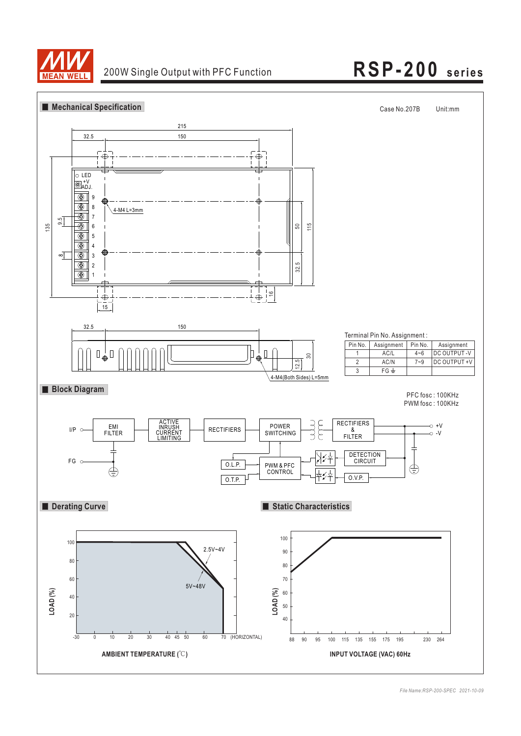# 200W Single Output with PFC Function — RSP-200 series

## Mechanical Specification

Case No.207B Unit:mm

215
32.5
150
LED
+V ADJ.
9
8
7
6
5
4
3
2
1
4-M4 L=3mm
135
9.5
8
50
115
32.5
16
15

32.5
150
30
12.5
4-M4(Both Sides) L=5mm

Terminal Pin No. Assignment :

| Pin No. | Assignment | Pin No. | Assignment |
|---|---|---|---|
| 1 | AC/L | 4~6 | DC OUTPUT -V |
| 2 | AC/N | 7~9 | DC OUTPUT +V |
| 3 | FG ⏚ | | |

## Block Diagram

PFC fosc : 100KHz
PWM fosc : 100KHz

I/P
FG
EMI FILTER
ACTIVE INRUSH CURRENT LIMITING
RECTIFIERS
POWER SWITCHING
RECTIFIERS & FILTER
+V
-V
O.L.P.
O.T.P.
PWM & PFC CONTROL
DETECTION CIRCUIT
O.V.P.

## Derating Curve

LOAD (%)
100
80
60
40
20
-30 0 10 20 30 40 45 50 60 70 (HORIZONTAL)
2.5V~4V
5V~48V
AMBIENT TEMPERATURE (℃)

## Static Characteristics

LOAD (%)
100
90
80
70
60
50
40
88 90 95 100 115 135 155 175 195 230 264
INPUT VOLTAGE (VAC) 60Hz

*File Name:RSP-200-SPEC 2021-10-09*